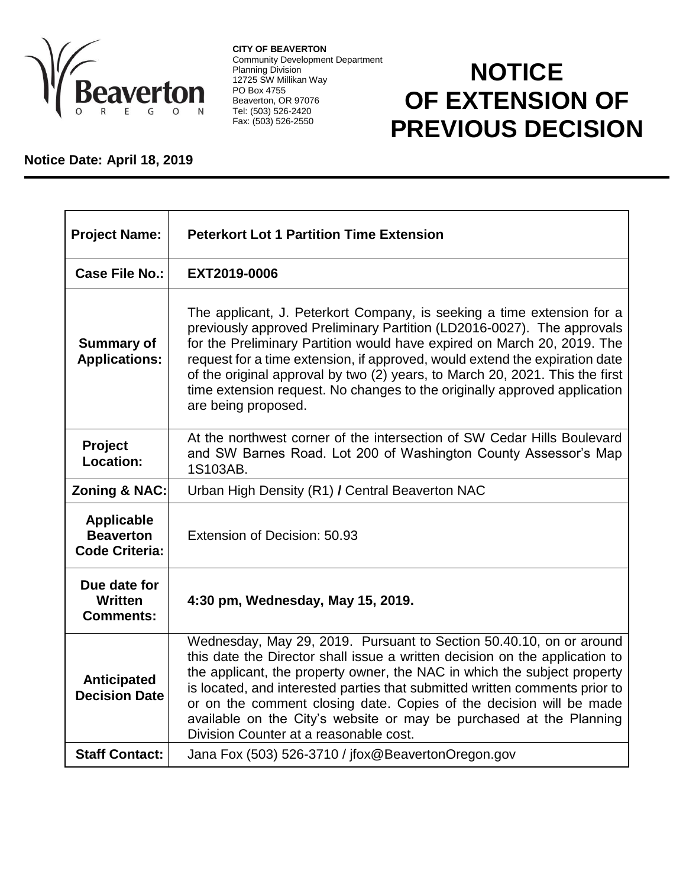**CITY OF BEAVERTON**
Community Development Department
Planning Division
12725 SW Millikan Way
PO Box 4755
Beaverton, OR 97076
Tel: (503) 526-2420
Fax: (503) 526-2550

# NOTICE OF EXTENSION OF PREVIOUS DECISION

**Notice Date: April 18, 2019**

| | |
|---|---|
| **Project Name:** | **Peterkort Lot 1 Partition Time Extension** |
| **Case File No.:** | **EXT2019-0006** |
| **Summary of Applications:** | The applicant, J. Peterkort Company, is seeking a time extension for a previously approved Preliminary Partition (LD2016-0027). The approvals for the Preliminary Partition would have expired on March 20, 2019. The request for a time extension, if approved, would extend the expiration date of the original approval by two (2) years, to March 20, 2021. This the first time extension request. No changes to the originally approved application are being proposed. |
| **Project Location:** | At the northwest corner of the intersection of SW Cedar Hills Boulevard and SW Barnes Road. Lot 200 of Washington County Assessor's Map 1S103AB. |
| **Zoning & NAC:** | Urban High Density (R1) **/** Central Beaverton NAC |
| **Applicable Beaverton Code Criteria:** | Extension of Decision: 50.93 |
| **Due date for Written Comments:** | **4:30 pm, Wednesday, May 15, 2019.** |
| **Anticipated Decision Date** | Wednesday, May 29, 2019. Pursuant to Section 50.40.10, on or around this date the Director shall issue a written decision on the application to the applicant, the property owner, the NAC in which the subject property is located, and interested parties that submitted written comments prior to or on the comment closing date. Copies of the decision will be made available on the City's website or may be purchased at the Planning Division Counter at a reasonable cost. |
| **Staff Contact:** | Jana Fox (503) 526-3710 / jfox@BeavertonOregon.gov |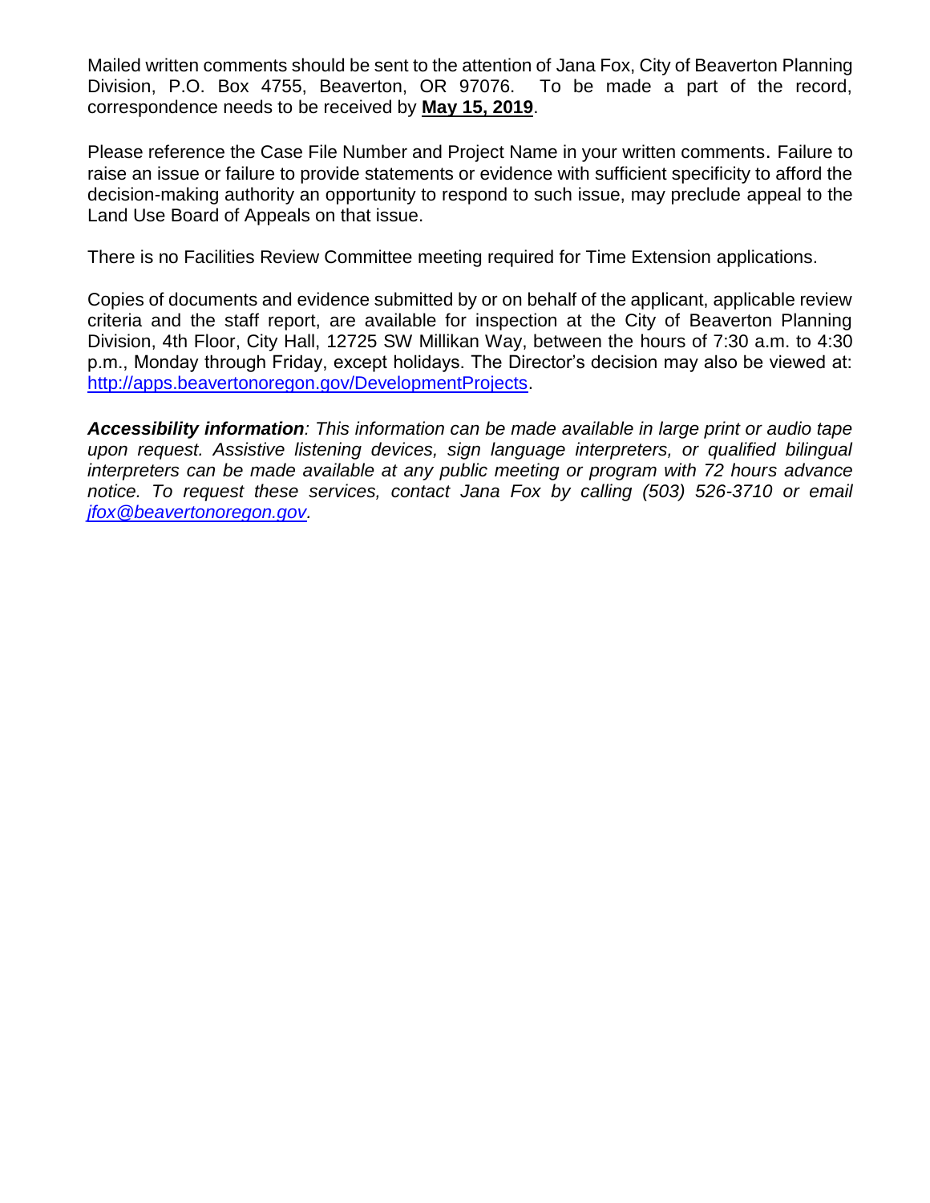Mailed written comments should be sent to the attention of Jana Fox, City of Beaverton Planning Division, P.O. Box 4755, Beaverton, OR 97076. To be made a part of the record, correspondence needs to be received by **May 15, 2019**.

Please reference the Case File Number and Project Name in your written comments. Failure to raise an issue or failure to provide statements or evidence with sufficient specificity to afford the decision-making authority an opportunity to respond to such issue, may preclude appeal to the Land Use Board of Appeals on that issue.

There is no Facilities Review Committee meeting required for Time Extension applications.

Copies of documents and evidence submitted by or on behalf of the applicant, applicable review criteria and the staff report, are available for inspection at the City of Beaverton Planning Division, 4th Floor, City Hall, 12725 SW Millikan Way, between the hours of 7:30 a.m. to 4:30 p.m., Monday through Friday, except holidays. The Director's decision may also be viewed at: http://apps.beavertonoregon.gov/DevelopmentProjects.

***Accessibility information**: This information can be made available in large print or audio tape upon request. Assistive listening devices, sign language interpreters, or qualified bilingual interpreters can be made available at any public meeting or program with 72 hours advance notice. To request these services, contact Jana Fox by calling (503) 526-3710 or email jfox@beavertonoregon.gov.*